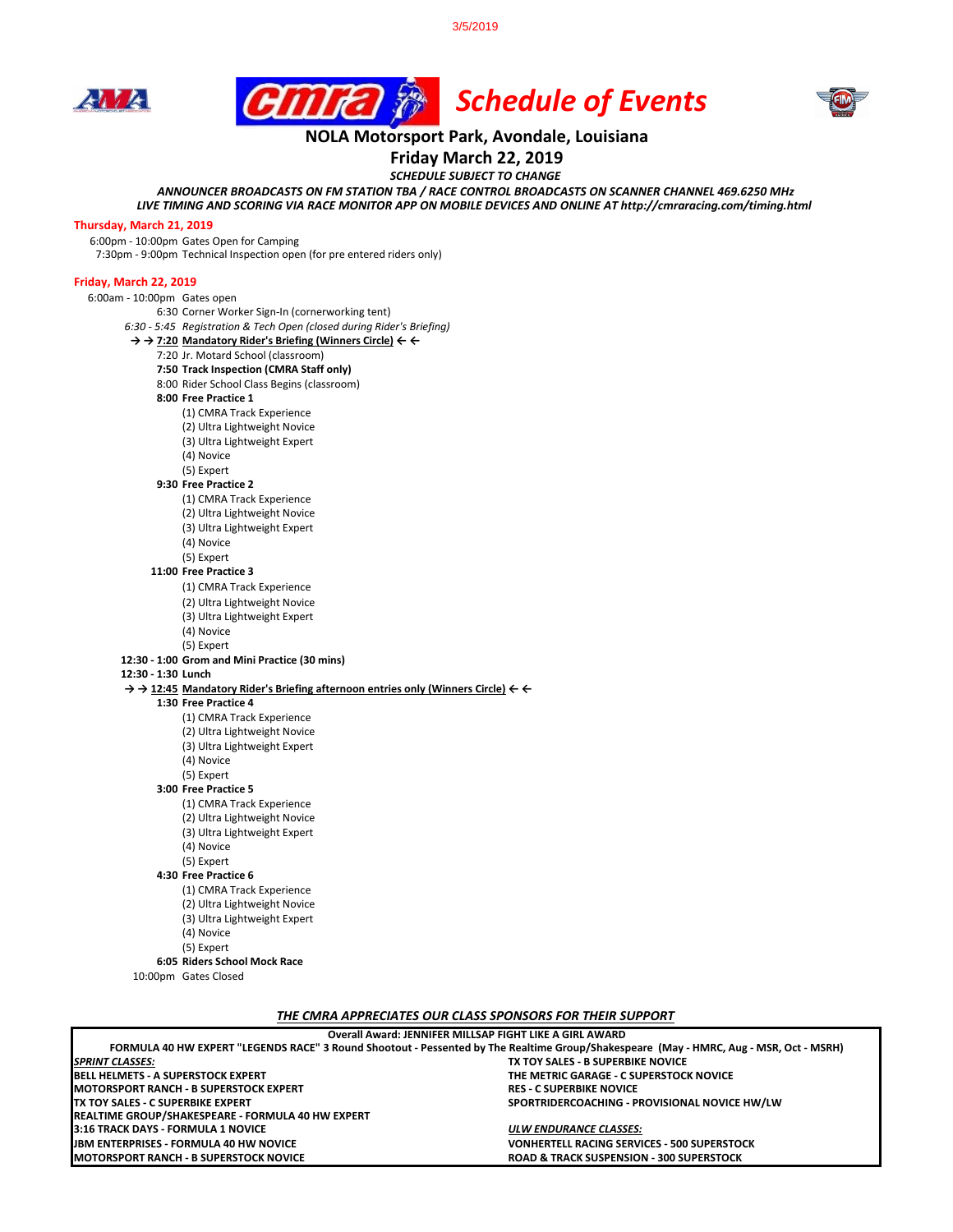3/5/2019

# Schedule of Events

## NOLA Motorsport Park, Avondale, Louisiana

## Friday March 22, 2019

***SCHEDULE SUBJECT TO CHANGE***

***ANNOUNCER BROADCASTS ON FM STATION TBA / RACE CONTROL BROADCASTS ON SCANNER CHANNEL 469.6250 MHz***
***LIVE TIMING AND SCORING VIA RACE MONITOR APP ON MOBILE DEVICES AND ONLINE AT http://cmraracing.com/timing.html***

### Thursday, March 21, 2019

6:00pm - 10:00pm Gates Open for Camping
7:30pm - 9:00pm Technical Inspection open (for pre entered riders only)

### Friday, March 22, 2019

6:00am - 10:00pm Gates open
6:30 Corner Worker Sign-In (cornerworking tent)
*6:30 - 5:45 Registration & Tech Open (closed during Rider's Briefing)*
**→ → 7:20 Mandatory Rider's Briefing (Winners Circle) ← ←**
7:20 Jr. Motard School (classroom)
**7:50 Track Inspection (CMRA Staff only)**
8:00 Rider School Class Begins (classroom)

**8:00 Free Practice 1**
- (1) CMRA Track Experience
- (2) Ultra Lightweight Novice
- (3) Ultra Lightweight Expert
- (4) Novice
- (5) Expert

**9:30 Free Practice 2**
- (1) CMRA Track Experience
- (2) Ultra Lightweight Novice
- (3) Ultra Lightweight Expert
- (4) Novice
- (5) Expert

**11:00 Free Practice 3**
- (1) CMRA Track Experience
- (2) Ultra Lightweight Novice
- (3) Ultra Lightweight Expert
- (4) Novice
- (5) Expert

**12:30 - 1:00 Grom and Mini Practice (30 mins)**
**12:30 - 1:30 Lunch**
**→ → 12:45 Mandatory Rider's Briefing afternoon entries only (Winners Circle) ← ←**

**1:30 Free Practice 4**
- (1) CMRA Track Experience
- (2) Ultra Lightweight Novice
- (3) Ultra Lightweight Expert
- (4) Novice
- (5) Expert

**3:00 Free Practice 5**
- (1) CMRA Track Experience
- (2) Ultra Lightweight Novice
- (3) Ultra Lightweight Expert
- (4) Novice
- (5) Expert

**4:30 Free Practice 6**
- (1) CMRA Track Experience
- (2) Ultra Lightweight Novice
- (3) Ultra Lightweight Expert
- (4) Novice
- (5) Expert

**6:05 Riders School Mock Race**
10:00pm Gates Closed

***THE CMRA APPRECIATES OUR CLASS SPONSORS FOR THEIR SUPPORT***

**Overall Award: JENNIFER MILLSAP FIGHT LIKE A GIRL AWARD**

**FORMULA 40 HW EXPERT "LEGENDS RACE" 3 Round Shootout - Pessented by The Realtime Group/Shakespeare (May - HMRC, Aug - MSR, Oct - MSRH)**

***SPRINT CLASSES:***
**BELL HELMETS - A SUPERSTOCK EXPERT**
**MOTORSPORT RANCH - B SUPERSTOCK EXPERT**
**TX TOY SALES - C SUPERBIKE EXPERT**
**REALTIME GROUP/SHAKESPEARE - FORMULA 40 HW EXPERT**
**3:16 TRACK DAYS - FORMULA 1 NOVICE**
**JBM ENTERPRISES - FORMULA 40 HW NOVICE**
**MOTORSPORT RANCH - B SUPERSTOCK NOVICE**
**TX TOY SALES - B SUPERBIKE NOVICE**
**THE METRIC GARAGE - C SUPERSTOCK NOVICE**
**RES - C SUPERBIKE NOVICE**
**SPORTRIDERCOACHING - PROVISIONAL NOVICE HW/LW**

***ULW ENDURANCE CLASSES:***
**VONHERTELL RACING SERVICES - 500 SUPERSTOCK**
**ROAD & TRACK SUSPENSION - 300 SUPERSTOCK**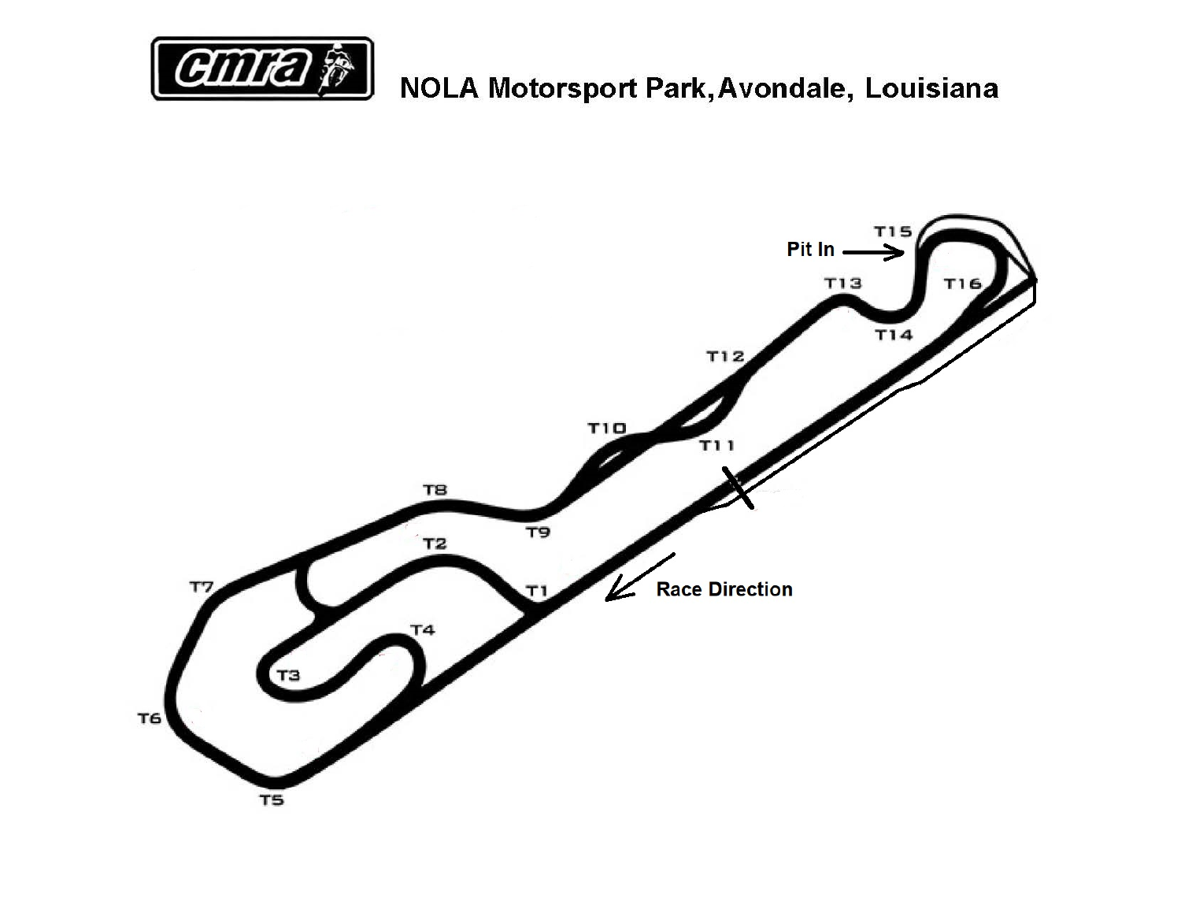cmra

# NOLA Motorsport Park, Avondale, Louisiana

T15
Pit In
T13
T16
T14
T12
T10
T11
T8
T9
T2
T1
Race Direction
T7
T4
T3
T6
T5